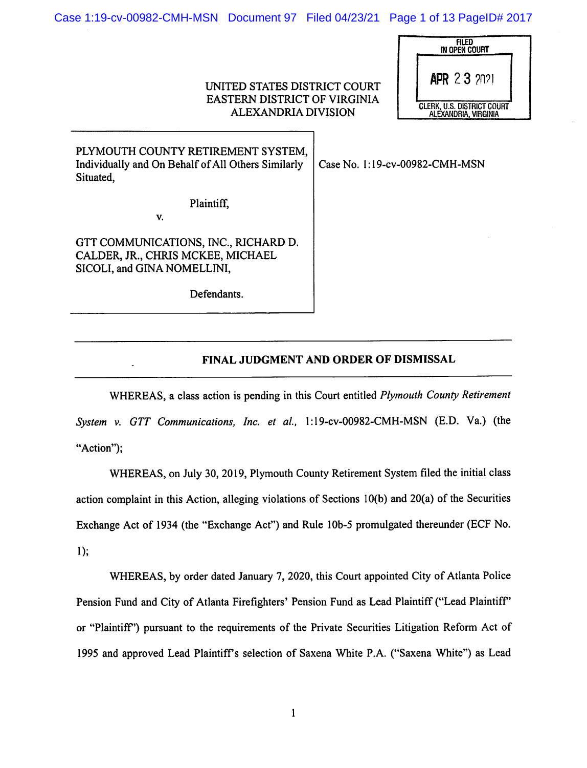FILED IN OPEN COURT

APR 23 2021

CLERK, U.S. DISTRICT COURT ALEXANDRIA, VIRGINIA

UNITED STATES DISTRICT COURT
EASTERN DISTRICT OF VIRGINIA
ALEXANDRIA DIVISION

PLYMOUTH COUNTY RETIREMENT SYSTEM, Individually and On Behalf of All Others Similarly Situated,

Plaintiff,

v.

GTT COMMUNICATIONS, INC., RICHARD D. CALDER, JR., CHRIS MCKEE, MICHAEL SICOLI, and GINA NOMELLINI,

Defendants.

Case No. 1:19-cv-00982-CMH-MSN

## FINAL JUDGMENT AND ORDER OF DISMISSAL

WHEREAS, a class action is pending in this Court entitled *Plymouth County Retirement System v. GTT Communications, Inc. et al.,* 1:19-cv-00982-CMH-MSN (E.D. Va.) (the "Action");

WHEREAS, on July 30, 2019, Plymouth County Retirement System filed the initial class action complaint in this Action, alleging violations of Sections 10(b) and 20(a) of the Securities Exchange Act of 1934 (the "Exchange Act") and Rule 10b-5 promulgated thereunder (ECF No. 1);

WHEREAS, by order dated January 7, 2020, this Court appointed City of Atlanta Police Pension Fund and City of Atlanta Firefighters' Pension Fund as Lead Plaintiff ("Lead Plaintiff" or "Plaintiff") pursuant to the requirements of the Private Securities Litigation Reform Act of 1995 and approved Lead Plaintiff's selection of Saxena White P.A. ("Saxena White") as Lead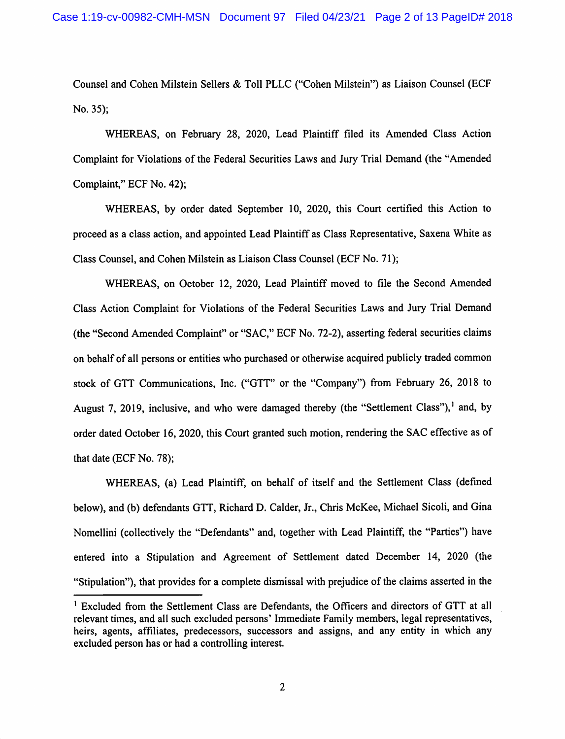Counsel and Cohen Milstein Sellers & Toll PLLC ("Cohen Milstein") as Liaison Counsel (ECF No. 35);

WHEREAS, on February 28, 2020, Lead Plaintiff filed its Amended Class Action Complaint for Violations of the Federal Securities Laws and Jury Trial Demand (the "Amended Complaint," ECF No. 42);

WHEREAS, by order dated September 10, 2020, this Court certified this Action to proceed as a class action, and appointed Lead Plaintiff as Class Representative, Saxena White as Class Counsel, and Cohen Milstein as Liaison Class Counsel (ECF No. 71);

WHEREAS, on October 12, 2020, Lead Plaintiff moved to file the Second Amended Class Action Complaint for Violations of the Federal Securities Laws and Jury Trial Demand (the "Second Amended Complaint" or "SAC," ECF No. 72-2), asserting federal securities claims on behalf of all persons or entities who purchased or otherwise acquired publicly traded common stock of GTT Communications, Inc. ("GTT" or the "Company") from February 26, 2018 to August 7, 2019, inclusive, and who were damaged thereby (the "Settlement Class"),[1] and, by order dated October 16, 2020, this Court granted such motion, rendering the SAC effective as of that date (ECF No. 78);

WHEREAS, (a) Lead Plaintiff, on behalf of itself and the Settlement Class (defined below), and (b) defendants GTT, Richard D. Calder, Jr., Chris McKee, Michael Sicoli, and Gina Nomellini (collectively the "Defendants" and, together with Lead Plaintiff, the "Parties") have entered into a Stipulation and Agreement of Settlement dated December 14, 2020 (the "Stipulation"), that provides for a complete dismissal with prejudice of the claims asserted in the

[1] Excluded from the Settlement Class are Defendants, the Officers and directors of GTT at all relevant times, and all such excluded persons' Immediate Family members, legal representatives, heirs, agents, affiliates, predecessors, successors and assigns, and any entity in which any excluded person has or had a controlling interest.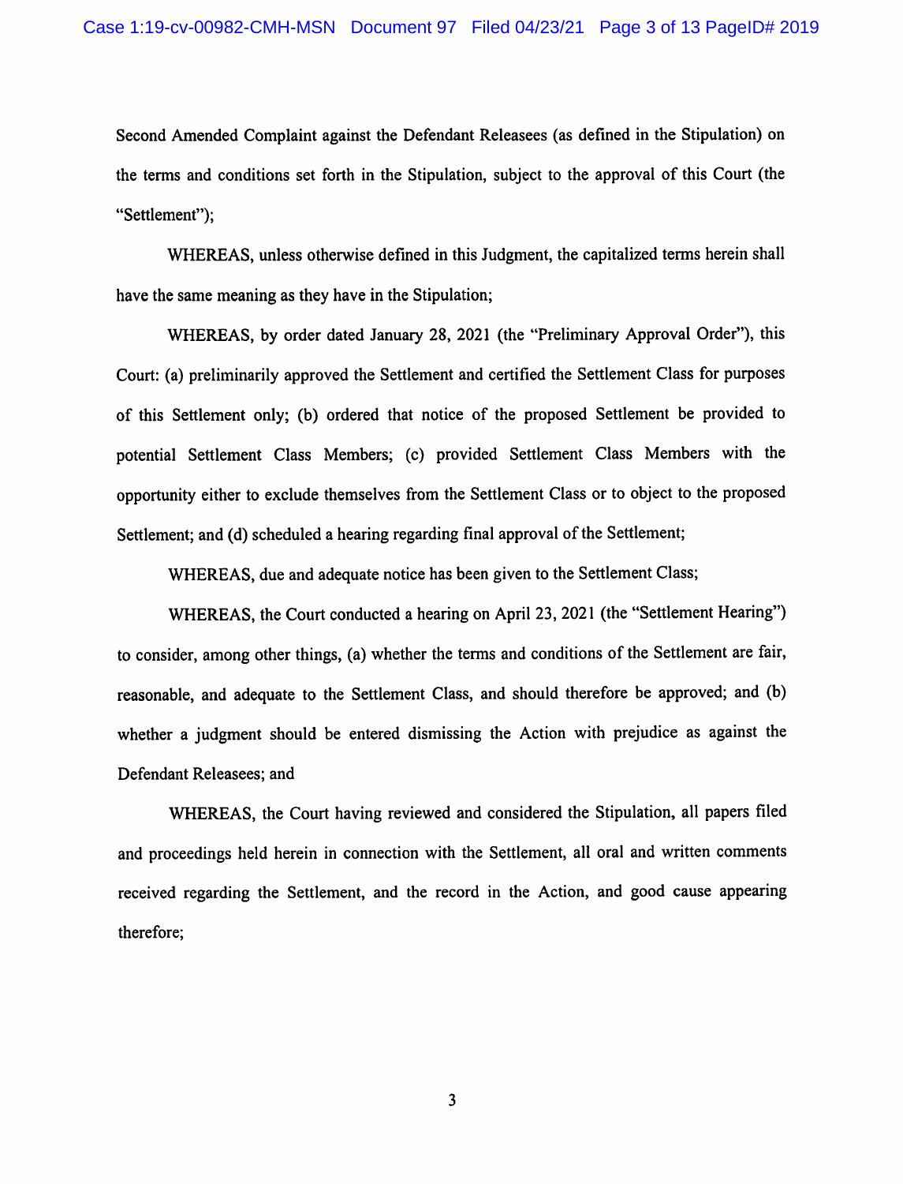Second Amended Complaint against the Defendant Releasees (as defined in the Stipulation) on the terms and conditions set forth in the Stipulation, subject to the approval of this Court (the "Settlement");

WHEREAS, unless otherwise defined in this Judgment, the capitalized terms herein shall have the same meaning as they have in the Stipulation;

WHEREAS, by order dated January 28, 2021 (the "Preliminary Approval Order"), this Court: (a) preliminarily approved the Settlement and certified the Settlement Class for purposes of this Settlement only; (b) ordered that notice of the proposed Settlement be provided to potential Settlement Class Members; (c) provided Settlement Class Members with the opportunity either to exclude themselves from the Settlement Class or to object to the proposed Settlement; and (d) scheduled a hearing regarding final approval of the Settlement;

WHEREAS, due and adequate notice has been given to the Settlement Class;

WHEREAS, the Court conducted a hearing on April 23, 2021 (the "Settlement Hearing") to consider, among other things, (a) whether the terms and conditions of the Settlement are fair, reasonable, and adequate to the Settlement Class, and should therefore be approved; and (b) whether a judgment should be entered dismissing the Action with prejudice as against the Defendant Releasees; and

WHEREAS, the Court having reviewed and considered the Stipulation, all papers filed and proceedings held herein in connection with the Settlement, all oral and written comments received regarding the Settlement, and the record in the Action, and good cause appearing therefore;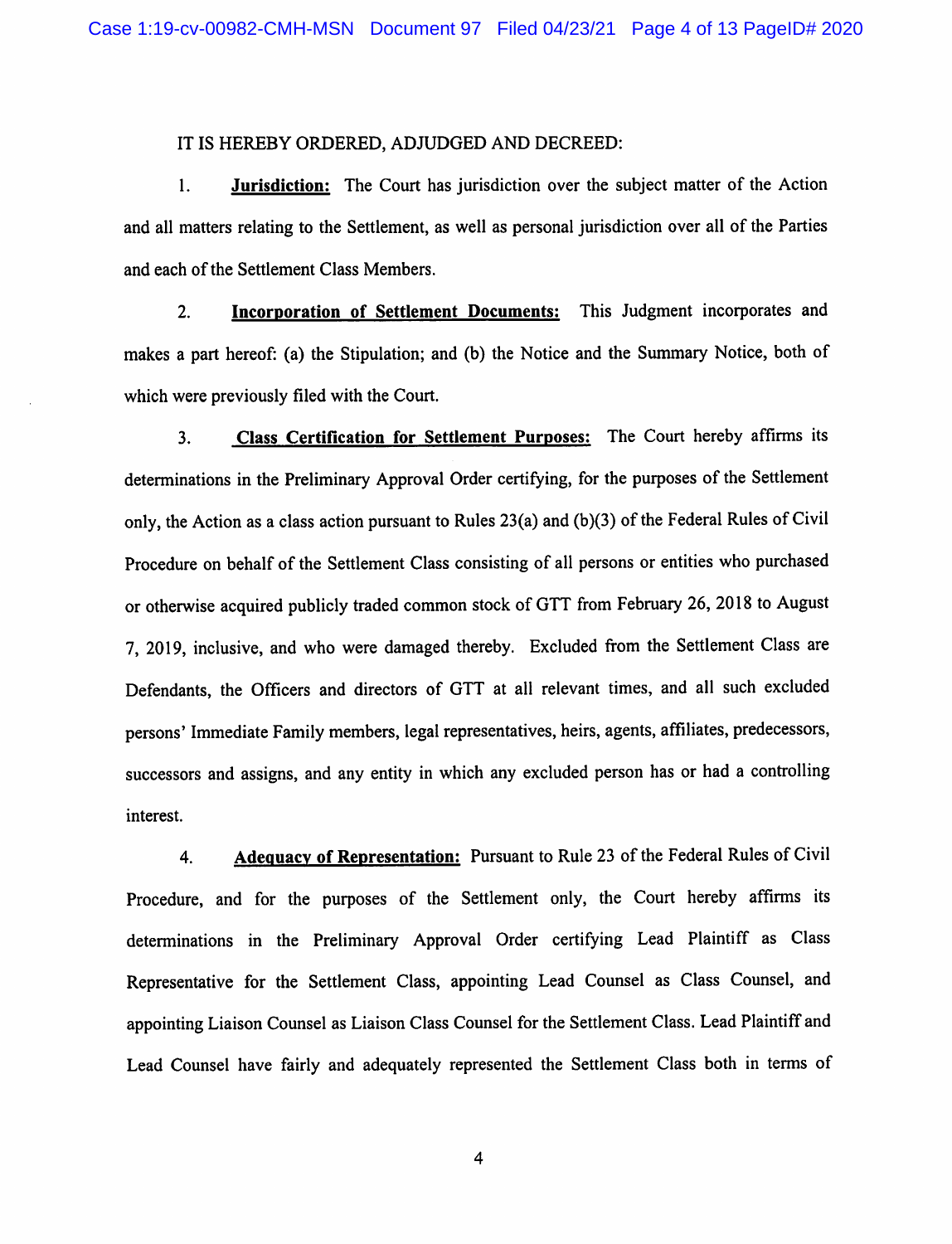IT IS HEREBY ORDERED, ADJUDGED AND DECREED:

1. **Jurisdiction:** The Court has jurisdiction over the subject matter of the Action and all matters relating to the Settlement, as well as personal jurisdiction over all of the Parties and each of the Settlement Class Members.

2. **Incorporation of Settlement Documents:** This Judgment incorporates and makes a part hereof: (a) the Stipulation; and (b) the Notice and the Summary Notice, both of which were previously filed with the Court.

3. **Class Certification for Settlement Purposes:** The Court hereby affirms its determinations in the Preliminary Approval Order certifying, for the purposes of the Settlement only, the Action as a class action pursuant to Rules 23(a) and (b)(3) of the Federal Rules of Civil Procedure on behalf of the Settlement Class consisting of all persons or entities who purchased or otherwise acquired publicly traded common stock of GTT from February 26, 2018 to August 7, 2019, inclusive, and who were damaged thereby. Excluded from the Settlement Class are Defendants, the Officers and directors of GTT at all relevant times, and all such excluded persons' Immediate Family members, legal representatives, heirs, agents, affiliates, predecessors, successors and assigns, and any entity in which any excluded person has or had a controlling interest.

4. **Adequacy of Representation:** Pursuant to Rule 23 of the Federal Rules of Civil Procedure, and for the purposes of the Settlement only, the Court hereby affirms its determinations in the Preliminary Approval Order certifying Lead Plaintiff as Class Representative for the Settlement Class, appointing Lead Counsel as Class Counsel, and appointing Liaison Counsel as Liaison Class Counsel for the Settlement Class. Lead Plaintiff and Lead Counsel have fairly and adequately represented the Settlement Class both in terms of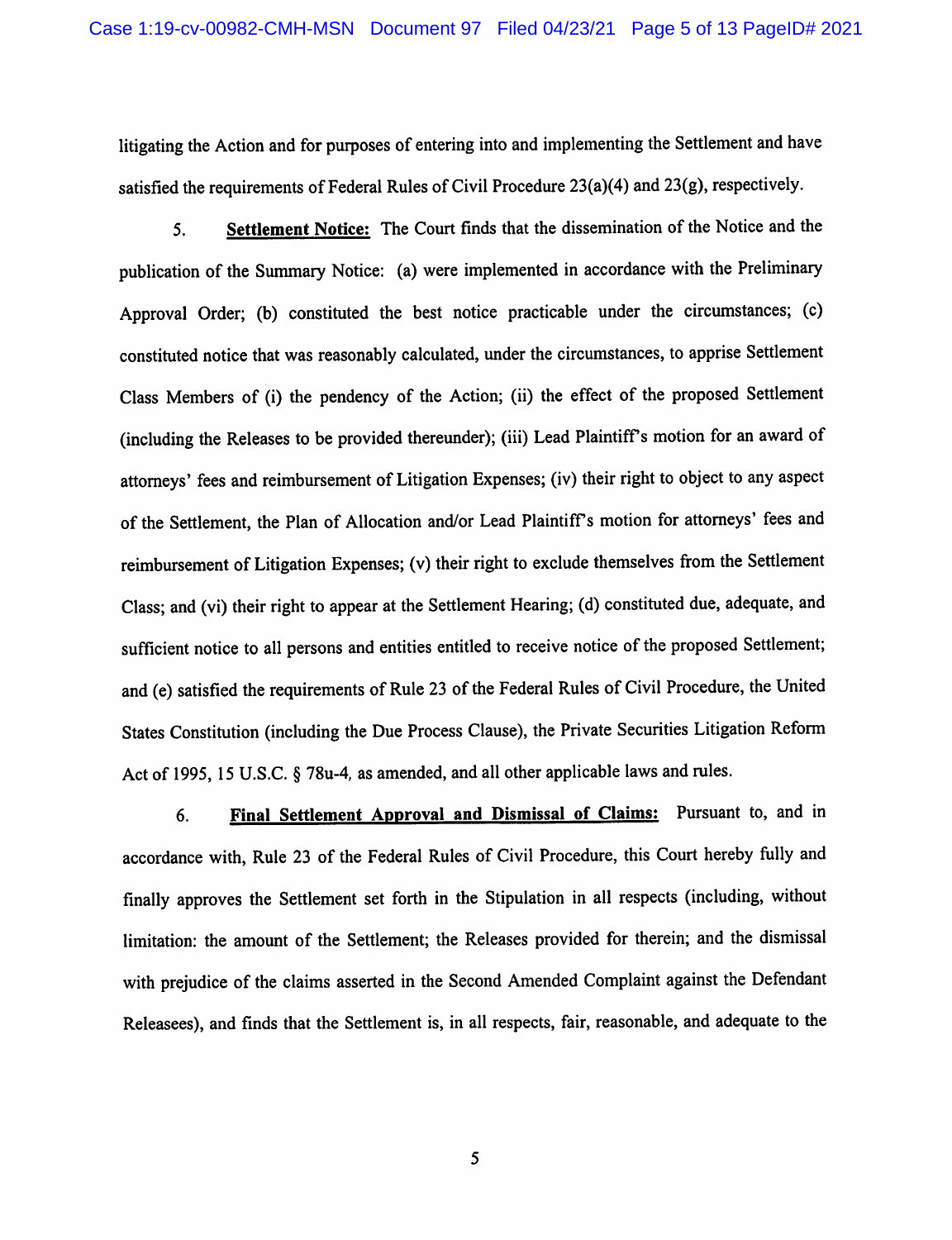litigating the Action and for purposes of entering into and implementing the Settlement and have satisfied the requirements of Federal Rules of Civil Procedure 23(a)(4) and 23(g), respectively.

5. **Settlement Notice:** The Court finds that the dissemination of the Notice and the publication of the Summary Notice: (a) were implemented in accordance with the Preliminary Approval Order; (b) constituted the best notice practicable under the circumstances; (c) constituted notice that was reasonably calculated, under the circumstances, to apprise Settlement Class Members of (i) the pendency of the Action; (ii) the effect of the proposed Settlement (including the Releases to be provided thereunder); (iii) Lead Plaintiff's motion for an award of attorneys' fees and reimbursement of Litigation Expenses; (iv) their right to object to any aspect of the Settlement, the Plan of Allocation and/or Lead Plaintiff's motion for attorneys' fees and reimbursement of Litigation Expenses; (v) their right to exclude themselves from the Settlement Class; and (vi) their right to appear at the Settlement Hearing; (d) constituted due, adequate, and sufficient notice to all persons and entities entitled to receive notice of the proposed Settlement; and (e) satisfied the requirements of Rule 23 of the Federal Rules of Civil Procedure, the United States Constitution (including the Due Process Clause), the Private Securities Litigation Reform Act of 1995, 15 U.S.C. § 78u-4, as amended, and all other applicable laws and rules.

6. **Final Settlement Approval and Dismissal of Claims:** Pursuant to, and in accordance with, Rule 23 of the Federal Rules of Civil Procedure, this Court hereby fully and finally approves the Settlement set forth in the Stipulation in all respects (including, without limitation: the amount of the Settlement; the Releases provided for therein; and the dismissal with prejudice of the claims asserted in the Second Amended Complaint against the Defendant Releasees), and finds that the Settlement is, in all respects, fair, reasonable, and adequate to the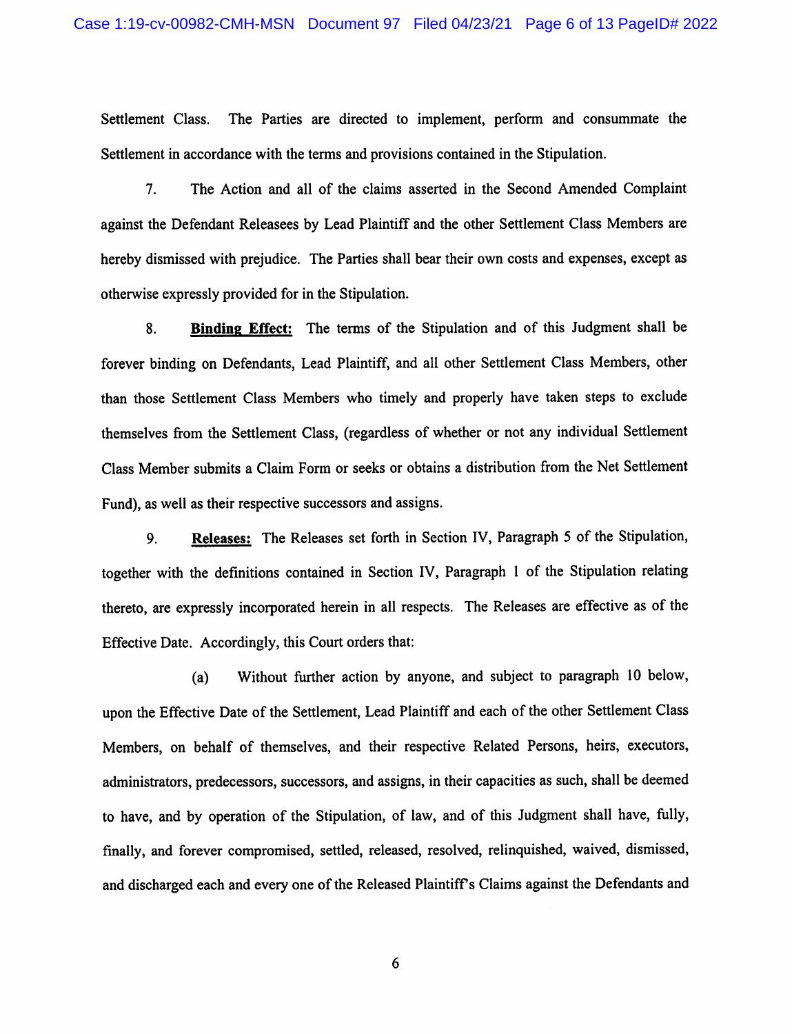Settlement Class. The Parties are directed to implement, perform and consummate the Settlement in accordance with the terms and provisions contained in the Stipulation.

7. The Action and all of the claims asserted in the Second Amended Complaint against the Defendant Releasees by Lead Plaintiff and the other Settlement Class Members are hereby dismissed with prejudice. The Parties shall bear their own costs and expenses, except as otherwise expressly provided for in the Stipulation.

8. **Binding Effect:** The terms of the Stipulation and of this Judgment shall be forever binding on Defendants, Lead Plaintiff, and all other Settlement Class Members, other than those Settlement Class Members who timely and properly have taken steps to exclude themselves from the Settlement Class, (regardless of whether or not any individual Settlement Class Member submits a Claim Form or seeks or obtains a distribution from the Net Settlement Fund), as well as their respective successors and assigns.

9. **Releases:** The Releases set forth in Section IV, Paragraph 5 of the Stipulation, together with the definitions contained in Section IV, Paragraph 1 of the Stipulation relating thereto, are expressly incorporated herein in all respects. The Releases are effective as of the Effective Date. Accordingly, this Court orders that:

(a) Without further action by anyone, and subject to paragraph 10 below, upon the Effective Date of the Settlement, Lead Plaintiff and each of the other Settlement Class Members, on behalf of themselves, and their respective Related Persons, heirs, executors, administrators, predecessors, successors, and assigns, in their capacities as such, shall be deemed to have, and by operation of the Stipulation, of law, and of this Judgment shall have, fully, finally, and forever compromised, settled, released, resolved, relinquished, waived, dismissed, and discharged each and every one of the Released Plaintiff's Claims against the Defendants and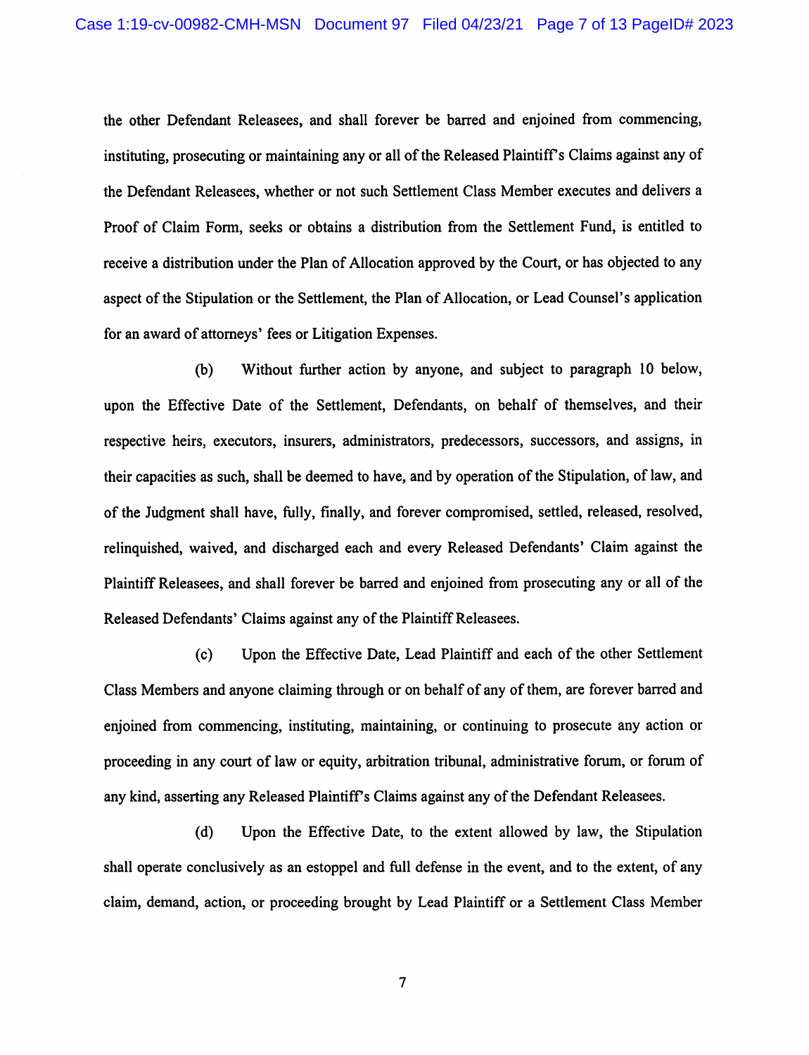the other Defendant Releasees, and shall forever be barred and enjoined from commencing, instituting, prosecuting or maintaining any or all of the Released Plaintiff's Claims against any of the Defendant Releasees, whether or not such Settlement Class Member executes and delivers a Proof of Claim Form, seeks or obtains a distribution from the Settlement Fund, is entitled to receive a distribution under the Plan of Allocation approved by the Court, or has objected to any aspect of the Stipulation or the Settlement, the Plan of Allocation, or Lead Counsel's application for an award of attorneys' fees or Litigation Expenses.

(b) Without further action by anyone, and subject to paragraph 10 below, upon the Effective Date of the Settlement, Defendants, on behalf of themselves, and their respective heirs, executors, insurers, administrators, predecessors, successors, and assigns, in their capacities as such, shall be deemed to have, and by operation of the Stipulation, of law, and of the Judgment shall have, fully, finally, and forever compromised, settled, released, resolved, relinquished, waived, and discharged each and every Released Defendants' Claim against the Plaintiff Releasees, and shall forever be barred and enjoined from prosecuting any or all of the Released Defendants' Claims against any of the Plaintiff Releasees.

(c) Upon the Effective Date, Lead Plaintiff and each of the other Settlement Class Members and anyone claiming through or on behalf of any of them, are forever barred and enjoined from commencing, instituting, maintaining, or continuing to prosecute any action or proceeding in any court of law or equity, arbitration tribunal, administrative forum, or forum of any kind, asserting any Released Plaintiff's Claims against any of the Defendant Releasees.

(d) Upon the Effective Date, to the extent allowed by law, the Stipulation shall operate conclusively as an estoppel and full defense in the event, and to the extent, of any claim, demand, action, or proceeding brought by Lead Plaintiff or a Settlement Class Member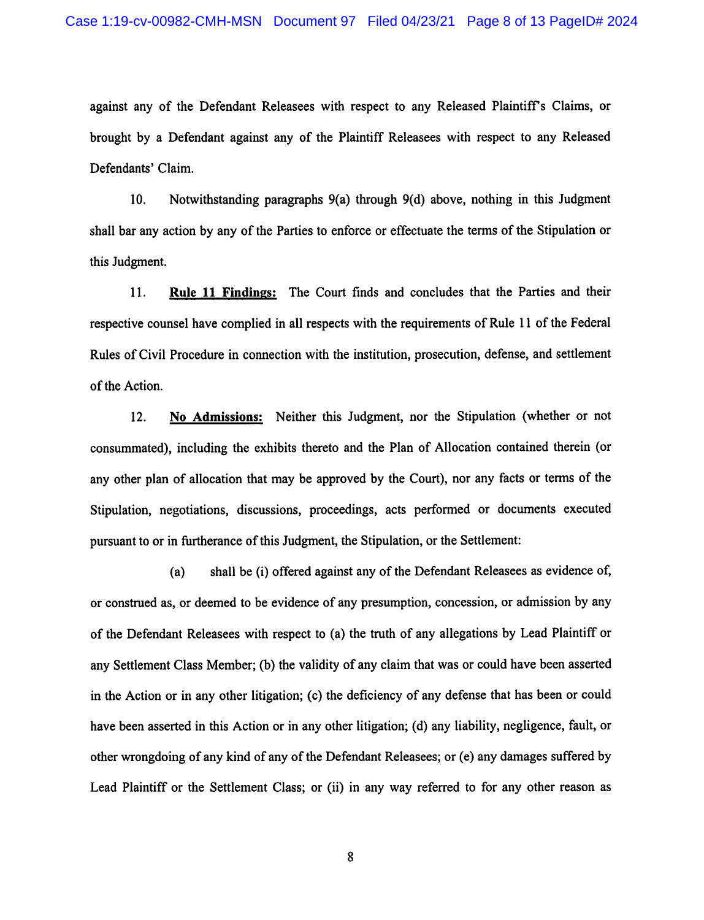against any of the Defendant Releasees with respect to any Released Plaintiff's Claims, or brought by a Defendant against any of the Plaintiff Releasees with respect to any Released Defendants' Claim.

10. Notwithstanding paragraphs 9(a) through 9(d) above, nothing in this Judgment shall bar any action by any of the Parties to enforce or effectuate the terms of the Stipulation or this Judgment.

11. **Rule 11 Findings:** The Court finds and concludes that the Parties and their respective counsel have complied in all respects with the requirements of Rule 11 of the Federal Rules of Civil Procedure in connection with the institution, prosecution, defense, and settlement of the Action.

12. **No Admissions:** Neither this Judgment, nor the Stipulation (whether or not consummated), including the exhibits thereto and the Plan of Allocation contained therein (or any other plan of allocation that may be approved by the Court), nor any facts or terms of the Stipulation, negotiations, discussions, proceedings, acts performed or documents executed pursuant to or in furtherance of this Judgment, the Stipulation, or the Settlement:

(a) shall be (i) offered against any of the Defendant Releasees as evidence of, or construed as, or deemed to be evidence of any presumption, concession, or admission by any of the Defendant Releasees with respect to (a) the truth of any allegations by Lead Plaintiff or any Settlement Class Member; (b) the validity of any claim that was or could have been asserted in the Action or in any other litigation; (c) the deficiency of any defense that has been or could have been asserted in this Action or in any other litigation; (d) any liability, negligence, fault, or other wrongdoing of any kind of any of the Defendant Releasees; or (e) any damages suffered by Lead Plaintiff or the Settlement Class; or (ii) in any way referred to for any other reason as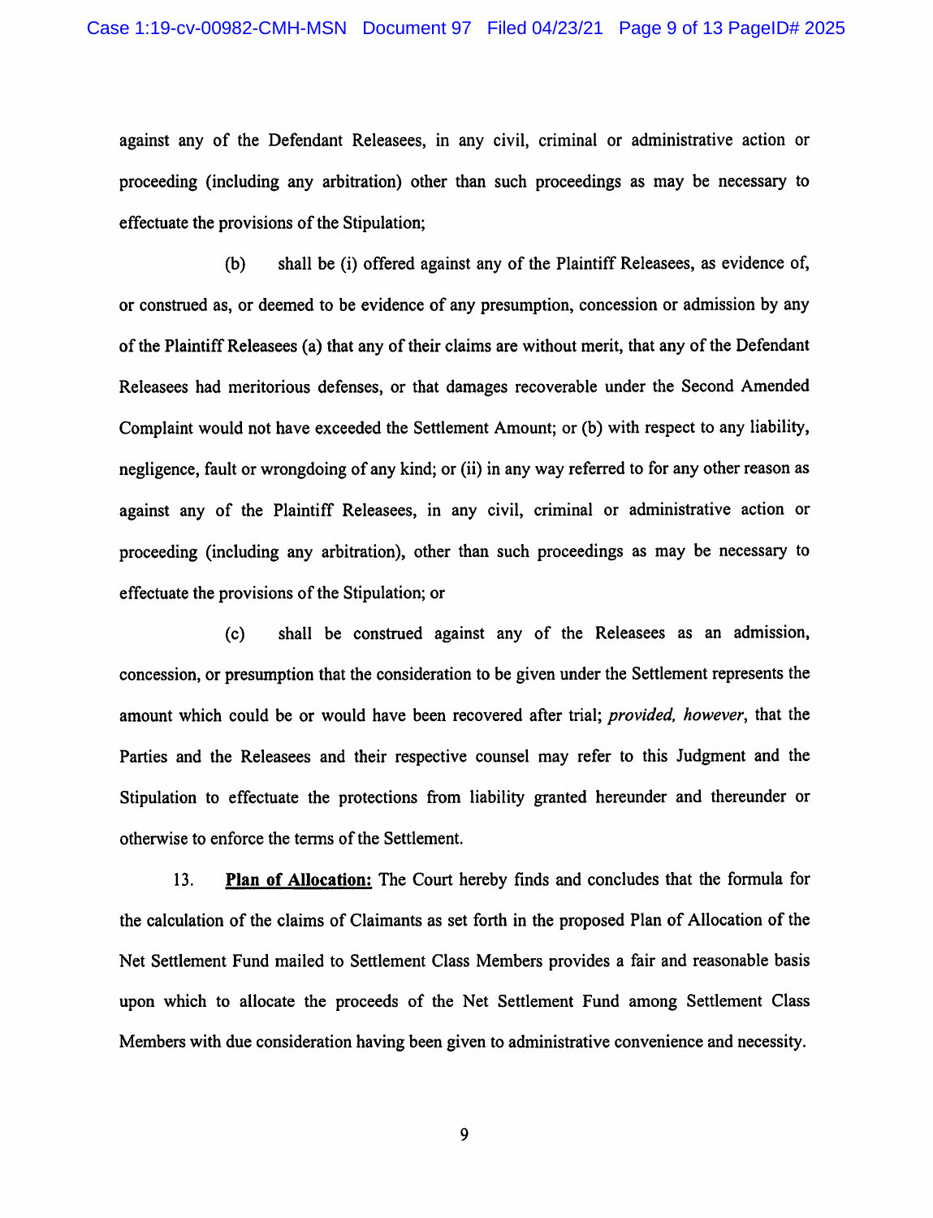against any of the Defendant Releasees, in any civil, criminal or administrative action or proceeding (including any arbitration) other than such proceedings as may be necessary to effectuate the provisions of the Stipulation;

(b) shall be (i) offered against any of the Plaintiff Releasees, as evidence of, or construed as, or deemed to be evidence of any presumption, concession or admission by any of the Plaintiff Releasees (a) that any of their claims are without merit, that any of the Defendant Releasees had meritorious defenses, or that damages recoverable under the Second Amended Complaint would not have exceeded the Settlement Amount; or (b) with respect to any liability, negligence, fault or wrongdoing of any kind; or (ii) in any way referred to for any other reason as against any of the Plaintiff Releasees, in any civil, criminal or administrative action or proceeding (including any arbitration), other than such proceedings as may be necessary to effectuate the provisions of the Stipulation; or

(c) shall be construed against any of the Releasees as an admission, concession, or presumption that the consideration to be given under the Settlement represents the amount which could be or would have been recovered after trial; *provided, however*, that the Parties and the Releasees and their respective counsel may refer to this Judgment and the Stipulation to effectuate the protections from liability granted hereunder and thereunder or otherwise to enforce the terms of the Settlement.

13. **Plan of Allocation:** The Court hereby finds and concludes that the formula for the calculation of the claims of Claimants as set forth in the proposed Plan of Allocation of the Net Settlement Fund mailed to Settlement Class Members provides a fair and reasonable basis upon which to allocate the proceeds of the Net Settlement Fund among Settlement Class Members with due consideration having been given to administrative convenience and necessity.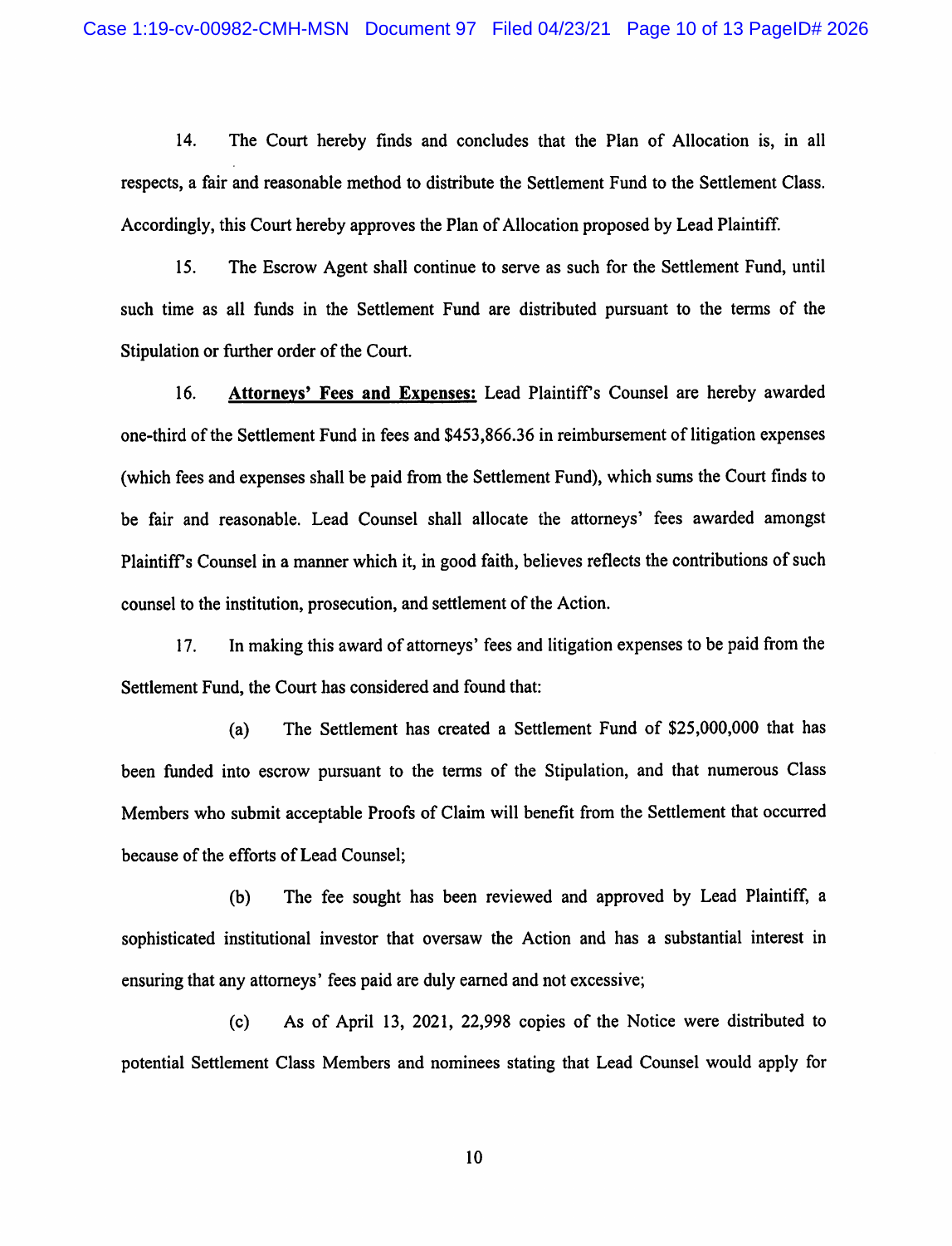14. The Court hereby finds and concludes that the Plan of Allocation is, in all respects, a fair and reasonable method to distribute the Settlement Fund to the Settlement Class. Accordingly, this Court hereby approves the Plan of Allocation proposed by Lead Plaintiff.

15. The Escrow Agent shall continue to serve as such for the Settlement Fund, until such time as all funds in the Settlement Fund are distributed pursuant to the terms of the Stipulation or further order of the Court.

16. **Attorneys' Fees and Expenses:** Lead Plaintiff's Counsel are hereby awarded one-third of the Settlement Fund in fees and $453,866.36 in reimbursement of litigation expenses (which fees and expenses shall be paid from the Settlement Fund), which sums the Court finds to be fair and reasonable. Lead Counsel shall allocate the attorneys' fees awarded amongst Plaintiff's Counsel in a manner which it, in good faith, believes reflects the contributions of such counsel to the institution, prosecution, and settlement of the Action.

17. In making this award of attorneys' fees and litigation expenses to be paid from the Settlement Fund, the Court has considered and found that:

(a) The Settlement has created a Settlement Fund of $25,000,000 that has been funded into escrow pursuant to the terms of the Stipulation, and that numerous Class Members who submit acceptable Proofs of Claim will benefit from the Settlement that occurred because of the efforts of Lead Counsel;

(b) The fee sought has been reviewed and approved by Lead Plaintiff, a sophisticated institutional investor that oversaw the Action and has a substantial interest in ensuring that any attorneys' fees paid are duly earned and not excessive;

(c) As of April 13, 2021, 22,998 copies of the Notice were distributed to potential Settlement Class Members and nominees stating that Lead Counsel would apply for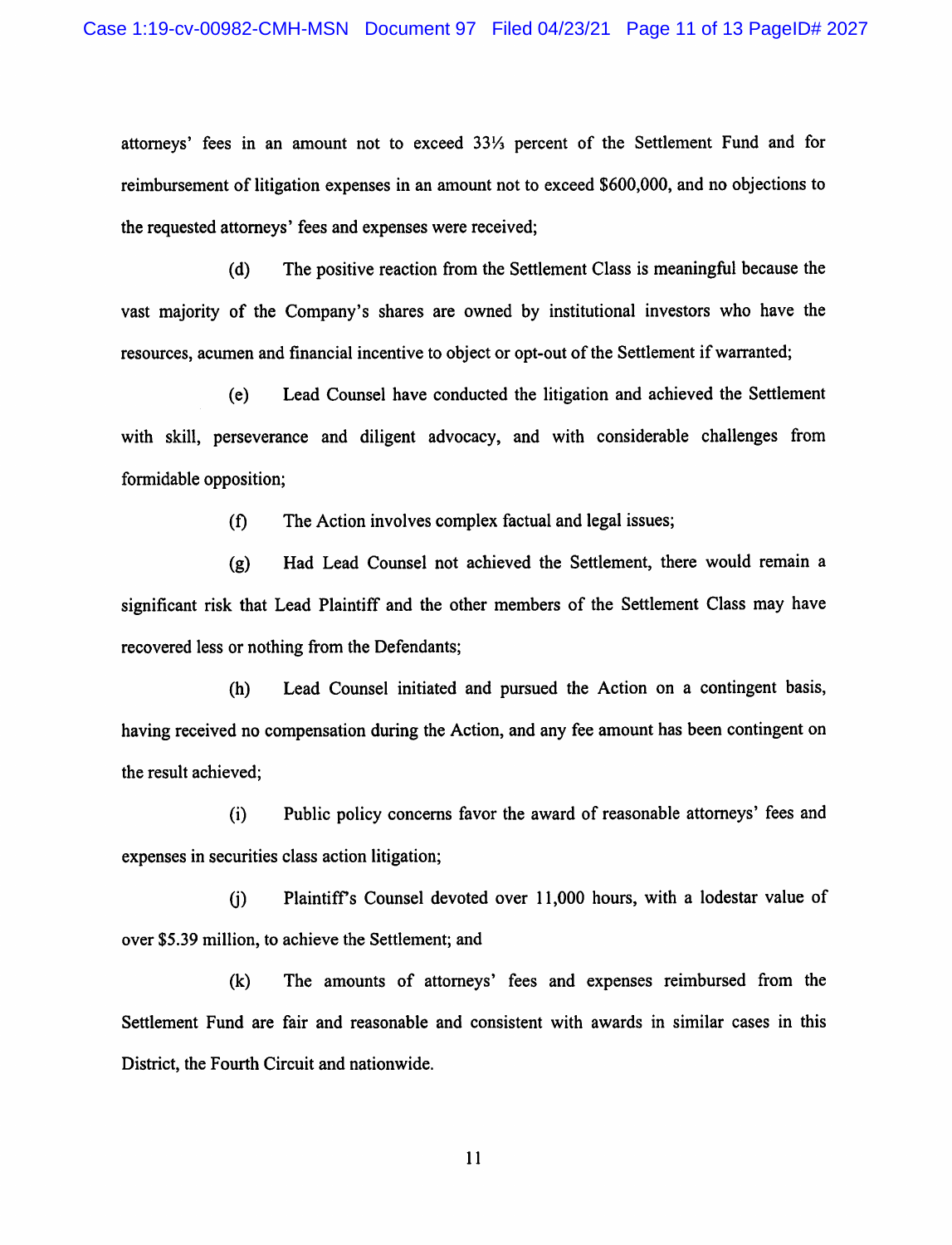attorneys' fees in an amount not to exceed 33⅓ percent of the Settlement Fund and for reimbursement of litigation expenses in an amount not to exceed $600,000, and no objections to the requested attorneys' fees and expenses were received;

(d) The positive reaction from the Settlement Class is meaningful because the vast majority of the Company's shares are owned by institutional investors who have the resources, acumen and financial incentive to object or opt-out of the Settlement if warranted;

(e) Lead Counsel have conducted the litigation and achieved the Settlement with skill, perseverance and diligent advocacy, and with considerable challenges from formidable opposition;

(f) The Action involves complex factual and legal issues;

(g) Had Lead Counsel not achieved the Settlement, there would remain a significant risk that Lead Plaintiff and the other members of the Settlement Class may have recovered less or nothing from the Defendants;

(h) Lead Counsel initiated and pursued the Action on a contingent basis, having received no compensation during the Action, and any fee amount has been contingent on the result achieved;

(i) Public policy concerns favor the award of reasonable attorneys' fees and expenses in securities class action litigation;

(j) Plaintiff's Counsel devoted over 11,000 hours, with a lodestar value of over $5.39 million, to achieve the Settlement; and

(k) The amounts of attorneys' fees and expenses reimbursed from the Settlement Fund are fair and reasonable and consistent with awards in similar cases in this District, the Fourth Circuit and nationwide.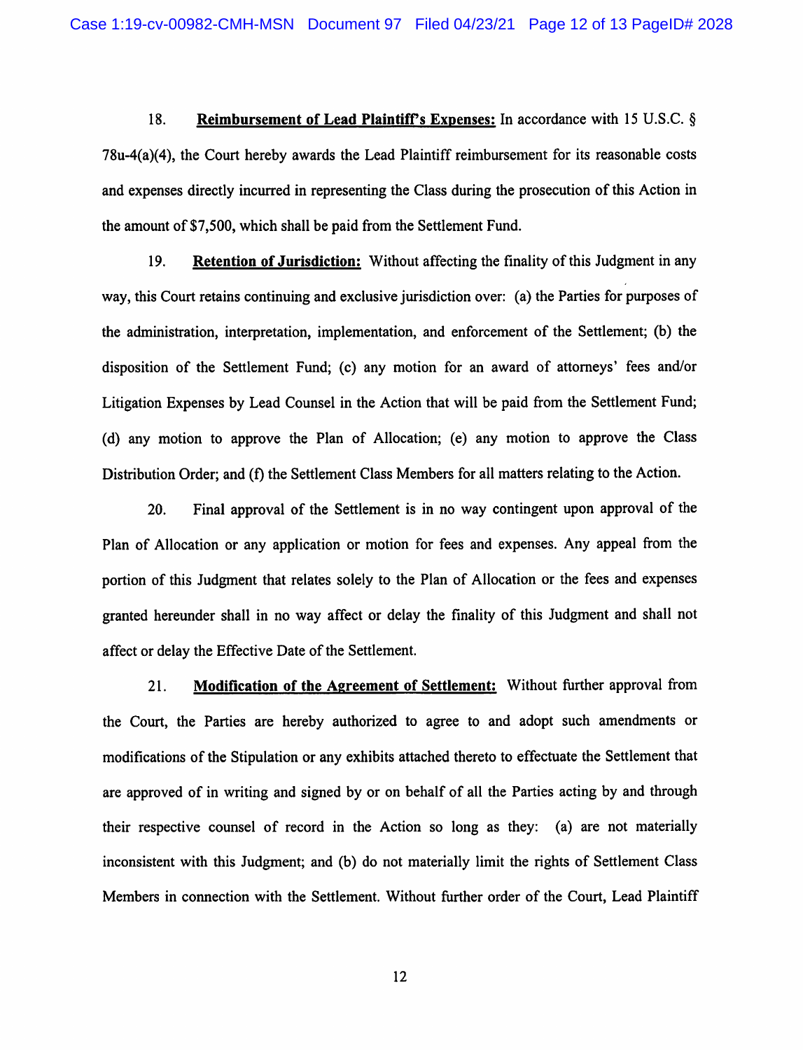18. **Reimbursement of Lead Plaintiff's Expenses:** In accordance with 15 U.S.C. § 78u-4(a)(4), the Court hereby awards the Lead Plaintiff reimbursement for its reasonable costs and expenses directly incurred in representing the Class during the prosecution of this Action in the amount of $7,500, which shall be paid from the Settlement Fund.

19. **Retention of Jurisdiction:** Without affecting the finality of this Judgment in any way, this Court retains continuing and exclusive jurisdiction over: (a) the Parties for purposes of the administration, interpretation, implementation, and enforcement of the Settlement; (b) the disposition of the Settlement Fund; (c) any motion for an award of attorneys' fees and/or Litigation Expenses by Lead Counsel in the Action that will be paid from the Settlement Fund; (d) any motion to approve the Plan of Allocation; (e) any motion to approve the Class Distribution Order; and (f) the Settlement Class Members for all matters relating to the Action.

20. Final approval of the Settlement is in no way contingent upon approval of the Plan of Allocation or any application or motion for fees and expenses. Any appeal from the portion of this Judgment that relates solely to the Plan of Allocation or the fees and expenses granted hereunder shall in no way affect or delay the finality of this Judgment and shall not affect or delay the Effective Date of the Settlement.

21. **Modification of the Agreement of Settlement:** Without further approval from the Court, the Parties are hereby authorized to agree to and adopt such amendments or modifications of the Stipulation or any exhibits attached thereto to effectuate the Settlement that are approved of in writing and signed by or on behalf of all the Parties acting by and through their respective counsel of record in the Action so long as they: (a) are not materially inconsistent with this Judgment; and (b) do not materially limit the rights of Settlement Class Members in connection with the Settlement. Without further order of the Court, Lead Plaintiff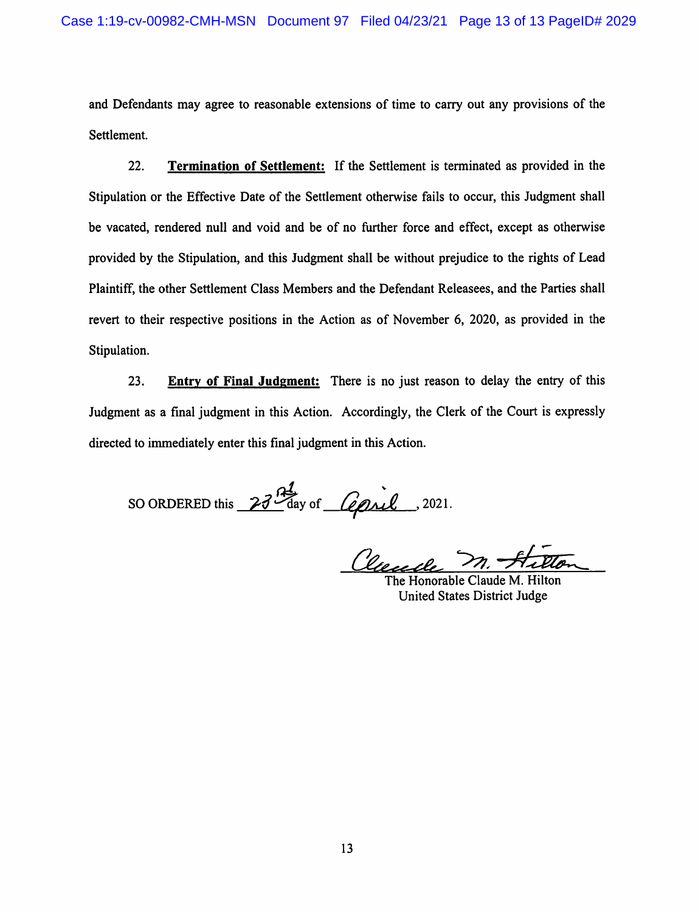and Defendants may agree to reasonable extensions of time to carry out any provisions of the Settlement.

22. **Termination of Settlement:** If the Settlement is terminated as provided in the Stipulation or the Effective Date of the Settlement otherwise fails to occur, this Judgment shall be vacated, rendered null and void and be of no further force and effect, except as otherwise provided by the Stipulation, and this Judgment shall be without prejudice to the rights of Lead Plaintiff, the other Settlement Class Members and the Defendant Releasees, and the Parties shall revert to their respective positions in the Action as of November 6, 2020, as provided in the Stipulation.

23. **Entry of Final Judgment:** There is no just reason to delay the entry of this Judgment as a final judgment in this Action. Accordingly, the Clerk of the Court is expressly directed to immediately enter this final judgment in this Action.

SO ORDERED this 23rd day of April, 2021.

Claude M. Hilton

The Honorable Claude M. Hilton
United States District Judge